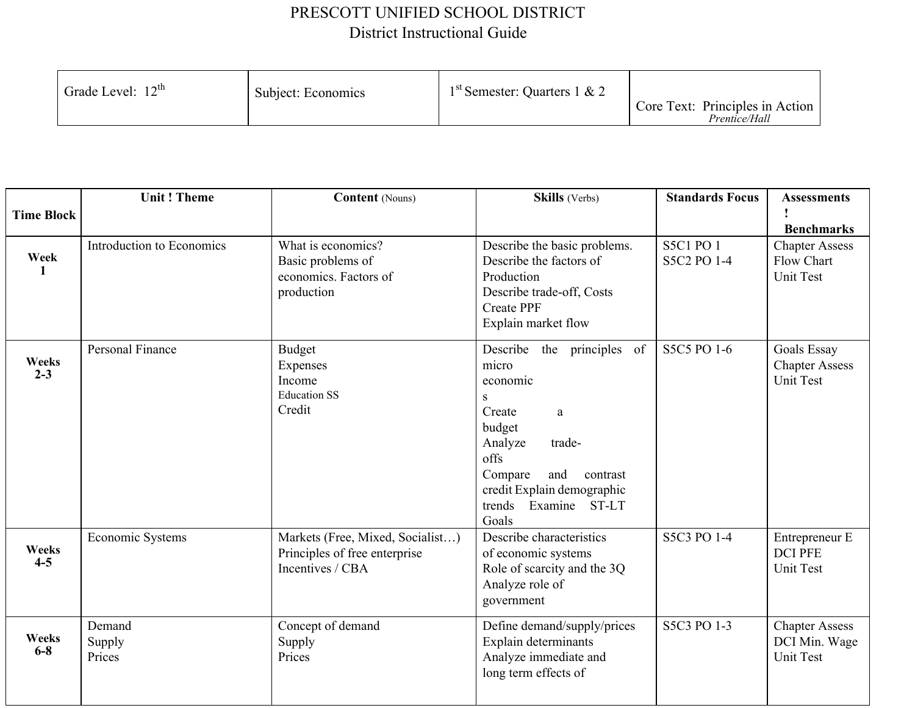# PRESCOTT UNIFIED SCHOOL DISTRICT

## District Instructional Guide

| Grade Level: 12th | Subject: Economics | 1st Semester: Quarters 1 & 2 | Core Text: Principles in Action *Prentice/Hall* |
|---|---|---|---|

| Time Block | Unit ! Theme | Content (Nouns) | Skills (Verbs) | Standards Focus | Assessments ! Benchmarks |
|---|---|---|---|---|---|
| Week 1 | Introduction to Economics | What is economics?<br>Basic problems of economics. Factors of production | Describe the basic problems.<br>Describe the factors of Production<br>Describe trade-off, Costs<br>Create PPF<br>Explain market flow | S5C1 PO 1<br>S5C2 PO 1-4 | Chapter Assess<br>Flow Chart<br>Unit Test |
| Weeks 2-3 | Personal Finance | Budget<br>Expenses<br>Income<br>Education SS<br>Credit | Describe the principles of micro economics<br>Create a budget<br>Analyze trade-offs<br>Compare and contrast credit Explain demographic trends Examine ST-LT Goals | S5C5 PO 1-6 | Goals Essay<br>Chapter Assess<br>Unit Test |
| Weeks 4-5 | Economic Systems | Markets (Free, Mixed, Socialist…)<br>Principles of free enterprise<br>Incentives / CBA | Describe characteristics of economic systems<br>Role of scarcity and the 3Q<br>Analyze role of government | S5C3 PO 1-4 | Entrepreneur E<br>DCI PFE<br>Unit Test |
| Weeks 6-8 | Demand<br>Supply<br>Prices | Concept of demand<br>Supply<br>Prices | Define demand/supply/prices<br>Explain determinants<br>Analyze immediate and long term effects of | S5C3 PO 1-3 | Chapter Assess<br>DCI Min. Wage<br>Unit Test |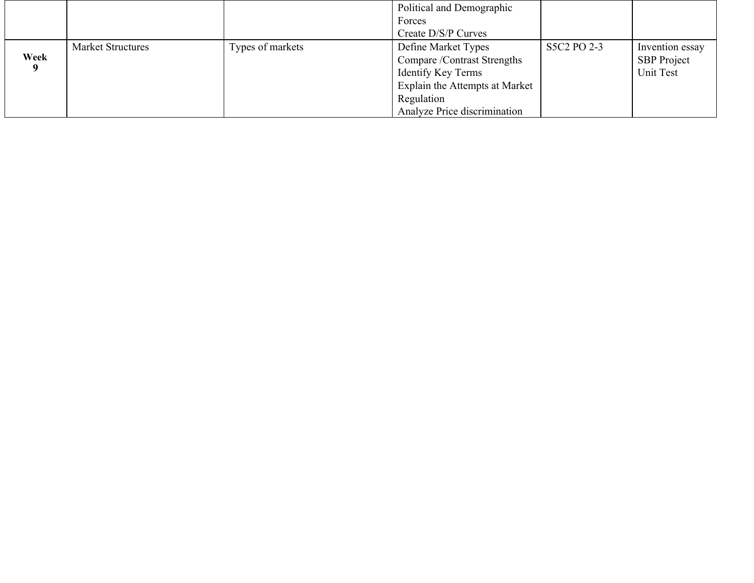| | | | | | |
|---|---|---|---|---|---|
| | | | Political and Demographic Forces<br>Create D/S/P Curves | | |
| **Week 9** | Market Structures | Types of markets | Define Market Types<br>Compare /Contrast Strengths<br>Identify Key Terms<br>Explain the Attempts at Market Regulation<br>Analyze Price discrimination | S5C2 PO 2-3 | Invention essay<br>SBP Project<br>Unit Test |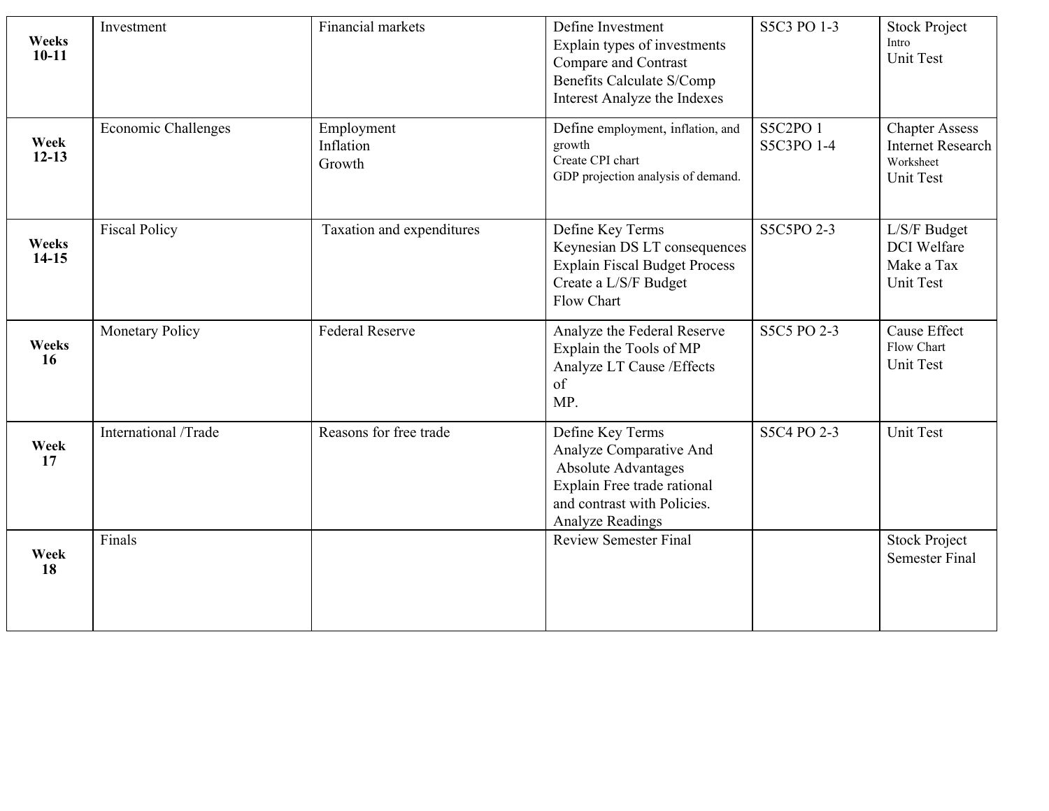| | | | | | |
|---|---|---|---|---|---|
| **Weeks 10-11** | Investment | Financial markets | Define Investment<br>Explain types of investments<br>Compare and Contrast<br>Benefits Calculate S/Comp<br>Interest Analyze the Indexes | S5C3 PO 1-3 | Stock Project<br>Intro<br>Unit Test |
| **Week 12-13** | Economic Challenges | Employment<br>Inflation<br>Growth | Define employment, inflation, and growth<br>Create CPI chart<br>GDP projection analysis of demand. | S5C2PO 1<br>S5C3PO 1-4 | Chapter Assess<br>Internet Research<br>Worksheet<br>Unit Test |
| **Weeks 14-15** | Fiscal Policy | Taxation and expenditures | Define Key Terms<br>Keynesian DS LT consequences<br>Explain Fiscal Budget Process<br>Create a L/S/F Budget<br>Flow Chart | S5C5PO 2-3 | L/S/F Budget<br>DCI Welfare<br>Make a Tax<br>Unit Test |
| **Weeks 16** | Monetary Policy | Federal Reserve | Analyze the Federal Reserve<br>Explain the Tools of MP<br>Analyze LT Cause /Effects of MP. | S5C5 PO 2-3 | Cause Effect<br>Flow Chart<br>Unit Test |
| **Week 17** | International /Trade | Reasons for free trade | Define Key Terms<br>Analyze Comparative And Absolute Advantages<br>Explain Free trade rational and contrast with Policies.<br>Analyze Readings | S5C4 PO 2-3 | Unit Test |
| **Week 18** | Finals | | Review Semester Final | | Stock Project<br>Semester Final |